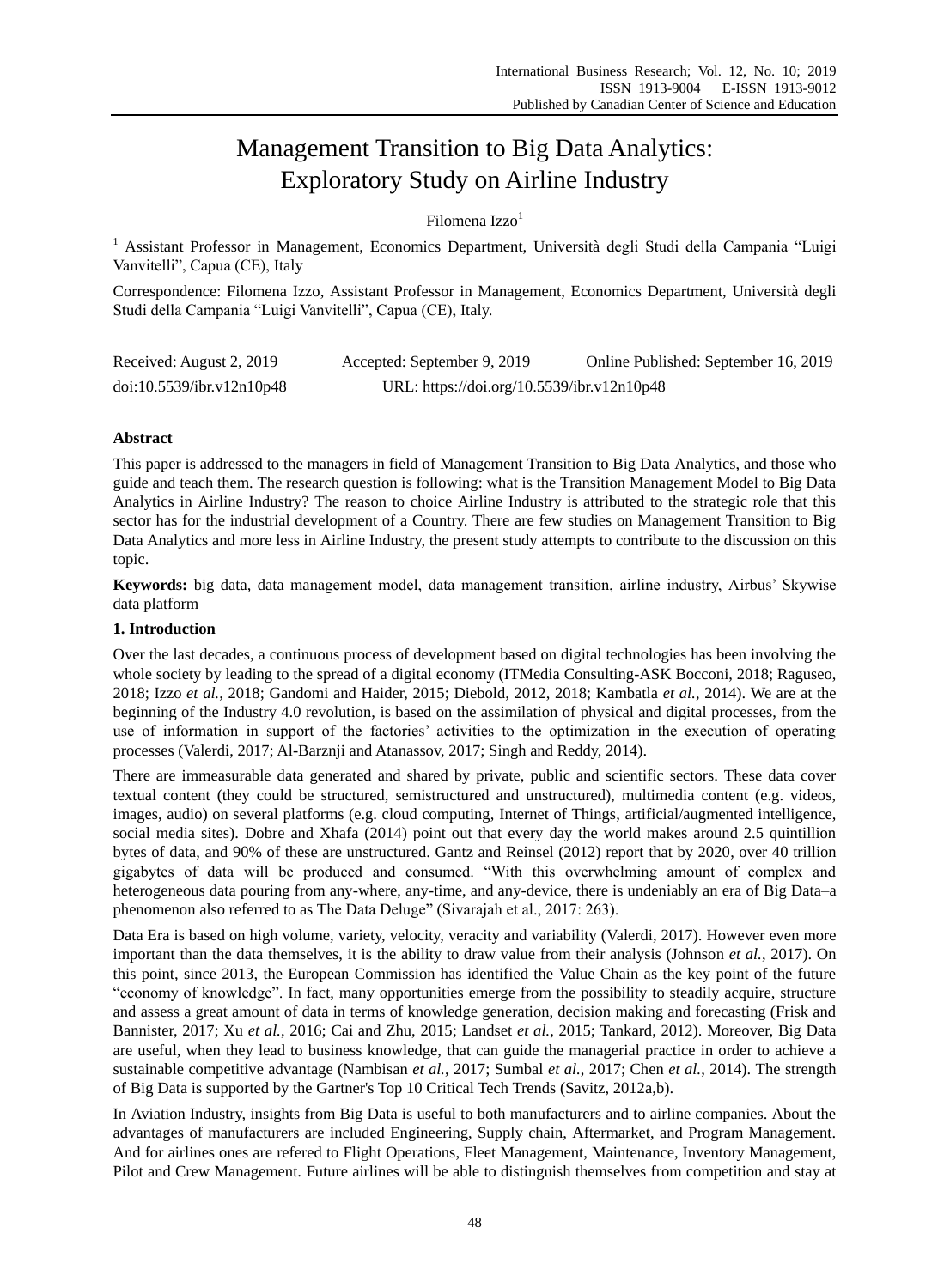# Management Transition to Big Data Analytics: Exploratory Study on Airline Industry

Filomena Izzo[1]

[1] Assistant Professor in Management, Economics Department, Università degli Studi della Campania "Luigi Vanvitelli", Capua (CE), Italy

Correspondence: Filomena Izzo, Assistant Professor in Management, Economics Department, Università degli Studi della Campania "Luigi Vanvitelli", Capua (CE), Italy.

Received: August 2, 2019 Accepted: September 9, 2019 Online Published: September 16, 2019

doi:10.5539/ibr.v12n10p48 URL: https://doi.org/10.5539/ibr.v12n10p48

## Abstract

This paper is addressed to the managers in field of Management Transition to Big Data Analytics, and those who guide and teach them. The research question is following: what is the Transition Management Model to Big Data Analytics in Airline Industry? The reason to choice Airline Industry is attributed to the strategic role that this sector has for the industrial development of a Country. There are few studies on Management Transition to Big Data Analytics and more less in Airline Industry, the present study attempts to contribute to the discussion on this topic.

**Keywords:** big data, data management model, data management transition, airline industry, Airbus' Skywise data platform

## 1. Introduction

Over the last decades, a continuous process of development based on digital technologies has been involving the whole society by leading to the spread of a digital economy (ITMedia Consulting-ASK Bocconi, 2018; Raguseo, 2018; Izzo *et al.*, 2018; Gandomi and Haider, 2015; Diebold, 2012, 2018; Kambatla *et al.*, 2014). We are at the beginning of the Industry 4.0 revolution, is based on the assimilation of physical and digital processes, from the use of information in support of the factories' activities to the optimization in the execution of operating processes (Valerdi, 2017; Al-Barznji and Atanassov, 2017; Singh and Reddy, 2014).

There are immeasurable data generated and shared by private, public and scientific sectors. These data cover textual content (they could be structured, semistructured and unstructured), multimedia content (e.g. videos, images, audio) on several platforms (e.g. cloud computing, Internet of Things, artificial/augmented intelligence, social media sites). Dobre and Xhafa (2014) point out that every day the world makes around 2.5 quintillion bytes of data, and 90% of these are unstructured. Gantz and Reinsel (2012) report that by 2020, over 40 trillion gigabytes of data will be produced and consumed. "With this overwhelming amount of complex and heterogeneous data pouring from any-where, any-time, and any-device, there is undeniably an era of Big Data–a phenomenon also referred to as The Data Deluge" (Sivarajah et al., 2017: 263).

Data Era is based on high volume, variety, velocity, veracity and variability (Valerdi, 2017). However even more important than the data themselves, it is the ability to draw value from their analysis (Johnson *et al.*, 2017). On this point, since 2013, the European Commission has identified the Value Chain as the key point of the future "economy of knowledge". In fact, many opportunities emerge from the possibility to steadily acquire, structure and assess a great amount of data in terms of knowledge generation, decision making and forecasting (Frisk and Bannister, 2017; Xu *et al.*, 2016; Cai and Zhu, 2015; Landset *et al.*, 2015; Tankard, 2012). Moreover, Big Data are useful, when they lead to business knowledge, that can guide the managerial practice in order to achieve a sustainable competitive advantage (Nambisan *et al.*, 2017; Sumbal *et al.*, 2017; Chen *et al.*, 2014). The strength of Big Data is supported by the Gartner's Top 10 Critical Tech Trends (Savitz, 2012a,b).

In Aviation Industry, insights from Big Data is useful to both manufacturers and to airline companies. About the advantages of manufacturers are included Engineering, Supply chain, Aftermarket, and Program Management. And for airlines ones are refered to Flight Operations, Fleet Management, Maintenance, Inventory Management, Pilot and Crew Management. Future airlines will be able to distinguish themselves from competition and stay at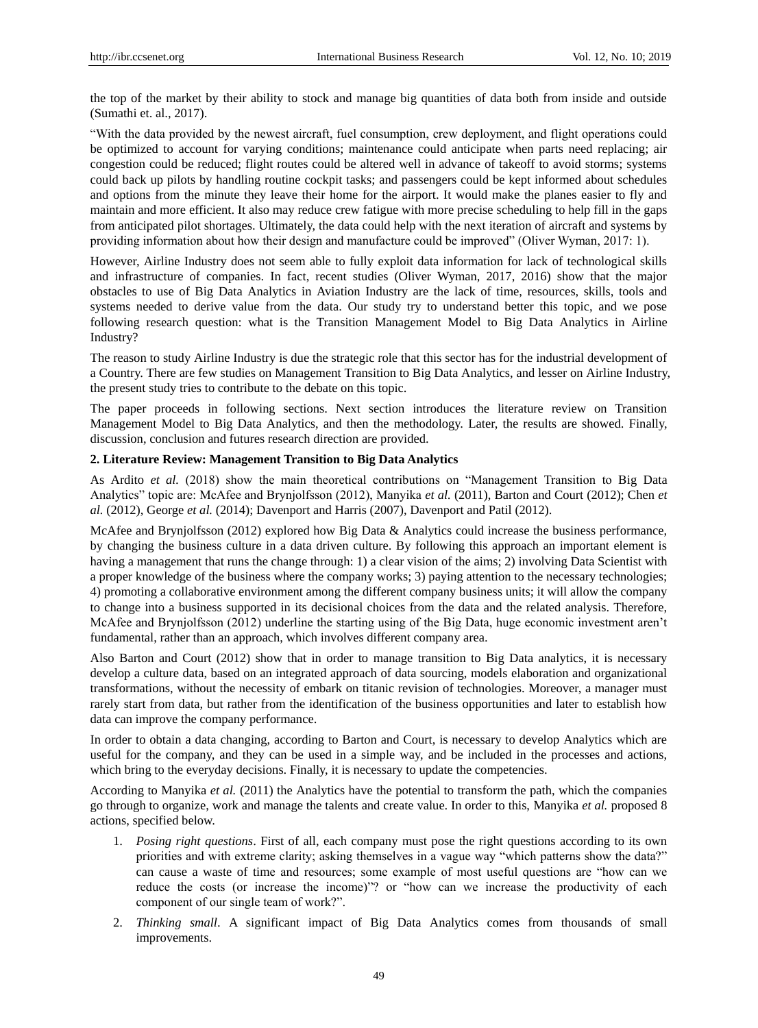the top of the market by their ability to stock and manage big quantities of data both from inside and outside (Sumathi et. al., 2017).

"With the data provided by the newest aircraft, fuel consumption, crew deployment, and flight operations could be optimized to account for varying conditions; maintenance could anticipate when parts need replacing; air congestion could be reduced; flight routes could be altered well in advance of takeoff to avoid storms; systems could back up pilots by handling routine cockpit tasks; and passengers could be kept informed about schedules and options from the minute they leave their home for the airport. It would make the planes easier to fly and maintain and more efficient. It also may reduce crew fatigue with more precise scheduling to help fill in the gaps from anticipated pilot shortages. Ultimately, the data could help with the next iteration of aircraft and systems by providing information about how their design and manufacture could be improved" (Oliver Wyman, 2017: 1).

However, Airline Industry does not seem able to fully exploit data information for lack of technological skills and infrastructure of companies. In fact, recent studies (Oliver Wyman, 2017, 2016) show that the major obstacles to use of Big Data Analytics in Aviation Industry are the lack of time, resources, skills, tools and systems needed to derive value from the data. Our study try to understand better this topic, and we pose following research question: what is the Transition Management Model to Big Data Analytics in Airline Industry?

The reason to study Airline Industry is due the strategic role that this sector has for the industrial development of a Country. There are few studies on Management Transition to Big Data Analytics, and lesser on Airline Industry, the present study tries to contribute to the debate on this topic.

The paper proceeds in following sections. Next section introduces the literature review on Transition Management Model to Big Data Analytics, and then the methodology. Later, the results are showed. Finally, discussion, conclusion and futures research direction are provided.

## 2. Literature Review: Management Transition to Big Data Analytics

As Ardito *et al.* (2018) show the main theoretical contributions on "Management Transition to Big Data Analytics" topic are: McAfee and Brynjolfsson (2012), Manyika *et al.* (2011), Barton and Court (2012); Chen *et al.* (2012), George *et al.* (2014); Davenport and Harris (2007), Davenport and Patil (2012).

McAfee and Brynjolfsson (2012) explored how Big Data & Analytics could increase the business performance, by changing the business culture in a data driven culture. By following this approach an important element is having a management that runs the change through: 1) a clear vision of the aims; 2) involving Data Scientist with a proper knowledge of the business where the company works; 3) paying attention to the necessary technologies; 4) promoting a collaborative environment among the different company business units; it will allow the company to change into a business supported in its decisional choices from the data and the related analysis. Therefore, McAfee and Brynjolfsson (2012) underline the starting using of the Big Data, huge economic investment aren't fundamental, rather than an approach, which involves different company area.

Also Barton and Court (2012) show that in order to manage transition to Big Data analytics, it is necessary develop a culture data, based on an integrated approach of data sourcing, models elaboration and organizational transformations, without the necessity of embark on titanic revision of technologies. Moreover, a manager must rarely start from data, but rather from the identification of the business opportunities and later to establish how data can improve the company performance.

In order to obtain a data changing, according to Barton and Court, is necessary to develop Analytics which are useful for the company, and they can be used in a simple way, and be included in the processes and actions, which bring to the everyday decisions. Finally, it is necessary to update the competencies.

According to Manyika *et al.* (2011) the Analytics have the potential to transform the path, which the companies go through to organize, work and manage the talents and create value. In order to this, Manyika *et al.* proposed 8 actions, specified below.

1. *Posing right questions*. First of all, each company must pose the right questions according to its own priorities and with extreme clarity; asking themselves in a vague way "which patterns show the data?" can cause a waste of time and resources; some example of most useful questions are "how can we reduce the costs (or increase the income)"? or "how can we increase the productivity of each component of our single team of work?".
2. *Thinking small*. A significant impact of Big Data Analytics comes from thousands of small improvements.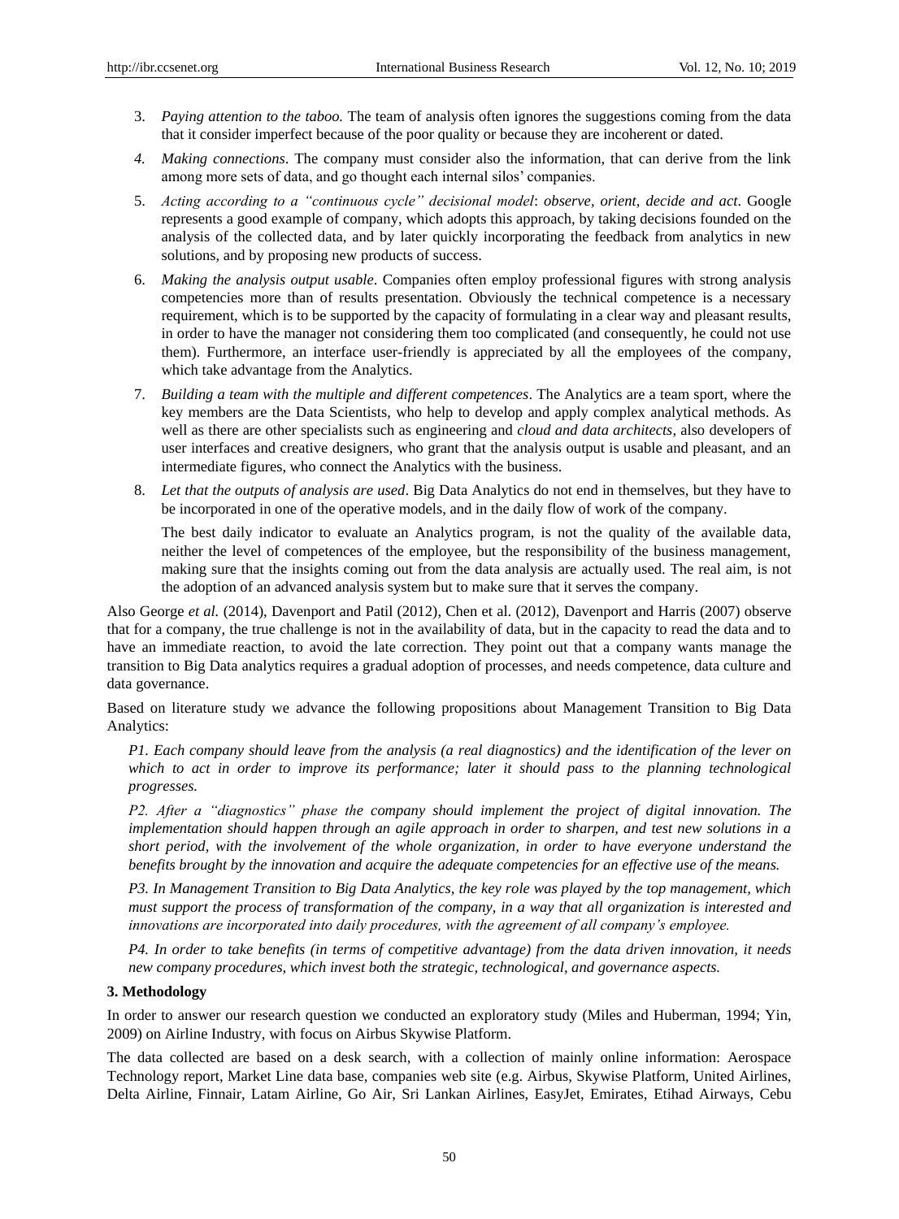3. *Paying attention to the taboo.* The team of analysis often ignores the suggestions coming from the data that it consider imperfect because of the poor quality or because they are incoherent or dated.
4. *Making connections*. The company must consider also the information, that can derive from the link among more sets of data, and go thought each internal silos' companies.
5. *Acting according to a "continuous cycle" decisional model*: *observe, orient, decide and act*. Google represents a good example of company, which adopts this approach, by taking decisions founded on the analysis of the collected data, and by later quickly incorporating the feedback from analytics in new solutions, and by proposing new products of success.
6. *Making the analysis output usable*. Companies often employ professional figures with strong analysis competencies more than of results presentation. Obviously the technical competence is a necessary requirement, which is to be supported by the capacity of formulating in a clear way and pleasant results, in order to have the manager not considering them too complicated (and consequently, he could not use them). Furthermore, an interface user-friendly is appreciated by all the employees of the company, which take advantage from the Analytics.
7. *Building a team with the multiple and different competences*. The Analytics are a team sport, where the key members are the Data Scientists, who help to develop and apply complex analytical methods. As well as there are other specialists such as engineering and *cloud and data architects*, also developers of user interfaces and creative designers, who grant that the analysis output is usable and pleasant, and an intermediate figures, who connect the Analytics with the business.
8. *Let that the outputs of analysis are used*. Big Data Analytics do not end in themselves, but they have to be incorporated in one of the operative models, and in the daily flow of work of the company.

   The best daily indicator to evaluate an Analytics program, is not the quality of the available data, neither the level of competences of the employee, but the responsibility of the business management, making sure that the insights coming out from the data analysis are actually used. The real aim, is not the adoption of an advanced analysis system but to make sure that it serves the company.

Also George *et al.* (2014), Davenport and Patil (2012), Chen et al. (2012), Davenport and Harris (2007) observe that for a company, the true challenge is not in the availability of data, but in the capacity to read the data and to have an immediate reaction, to avoid the late correction. They point out that a company wants manage the transition to Big Data analytics requires a gradual adoption of processes, and needs competence, data culture and data governance.

Based on literature study we advance the following propositions about Management Transition to Big Data Analytics:

*P1. Each company should leave from the analysis (a real diagnostics) and the identification of the lever on which to act in order to improve its performance; later it should pass to the planning technological progresses.*

*P2. After a "diagnostics" phase the company should implement the project of digital innovation. The implementation should happen through an agile approach in order to sharpen, and test new solutions in a short period, with the involvement of the whole organization, in order to have everyone understand the benefits brought by the innovation and acquire the adequate competencies for an effective use of the means.*

*P3. In Management Transition to Big Data Analytics, the key role was played by the top management, which must support the process of transformation of the company, in a way that all organization is interested and innovations are incorporated into daily procedures, with the agreement of all company's employee.*

*P4. In order to take benefits (in terms of competitive advantage) from the data driven innovation, it needs new company procedures, which invest both the strategic, technological, and governance aspects.*

## 3. Methodology

In order to answer our research question we conducted an exploratory study (Miles and Huberman, 1994; Yin, 2009) on Airline Industry, with focus on Airbus Skywise Platform.

The data collected are based on a desk search, with a collection of mainly online information: Aerospace Technology report, Market Line data base, companies web site (e.g. Airbus, Skywise Platform, United Airlines, Delta Airline, Finnair, Latam Airline, Go Air, Sri Lankan Airlines, EasyJet, Emirates, Etihad Airways, Cebu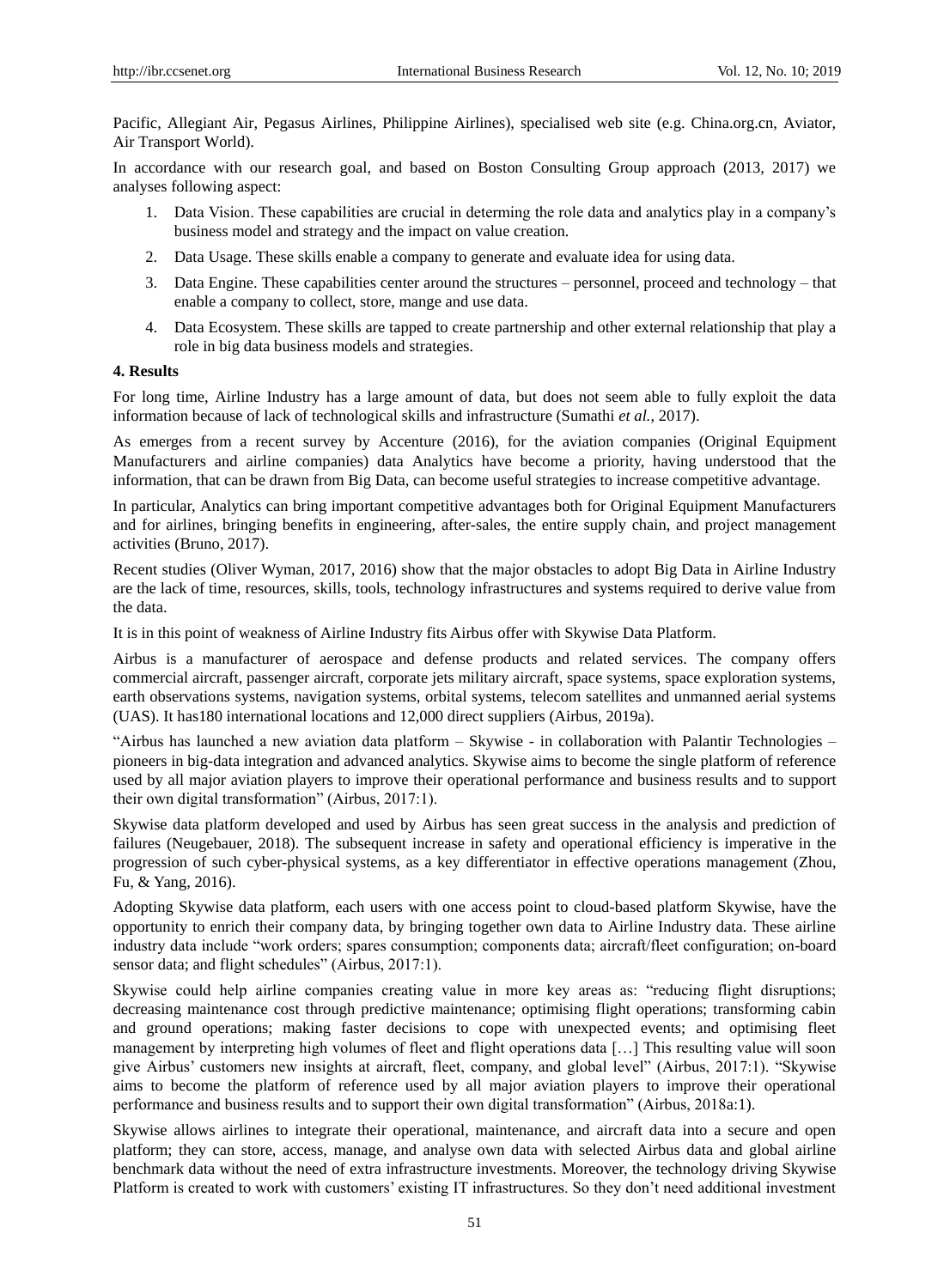Pacific, Allegiant Air, Pegasus Airlines, Philippine Airlines), specialised web site (e.g. China.org.cn, Aviator, Air Transport World).

In accordance with our research goal, and based on Boston Consulting Group approach (2013, 2017) we analyses following aspect:

1. Data Vision. These capabilities are crucial in determing the role data and analytics play in a company's business model and strategy and the impact on value creation.
2. Data Usage. These skills enable a company to generate and evaluate idea for using data.
3. Data Engine. These capabilities center around the structures – personnel, proceed and technology – that enable a company to collect, store, mange and use data.
4. Data Ecosystem. These skills are tapped to create partnership and other external relationship that play a role in big data business models and strategies.

## 4. Results

For long time, Airline Industry has a large amount of data, but does not seem able to fully exploit the data information because of lack of technological skills and infrastructure (Sumathi *et al.*, 2017).

As emerges from a recent survey by Accenture (2016), for the aviation companies (Original Equipment Manufacturers and airline companies) data Analytics have become a priority, having understood that the information, that can be drawn from Big Data, can become useful strategies to increase competitive advantage.

In particular, Analytics can bring important competitive advantages both for Original Equipment Manufacturers and for airlines, bringing benefits in engineering, after-sales, the entire supply chain, and project management activities (Bruno, 2017).

Recent studies (Oliver Wyman, 2017, 2016) show that the major obstacles to adopt Big Data in Airline Industry are the lack of time, resources, skills, tools, technology infrastructures and systems required to derive value from the data.

It is in this point of weakness of Airline Industry fits Airbus offer with Skywise Data Platform.

Airbus is a manufacturer of aerospace and defense products and related services. The company offers commercial aircraft, passenger aircraft, corporate jets military aircraft, space systems, space exploration systems, earth observations systems, navigation systems, orbital systems, telecom satellites and unmanned aerial systems (UAS). It has180 international locations and 12,000 direct suppliers (Airbus, 2019a).

"Airbus has launched a new aviation data platform – Skywise - in collaboration with Palantir Technologies – pioneers in big-data integration and advanced analytics. Skywise aims to become the single platform of reference used by all major aviation players to improve their operational performance and business results and to support their own digital transformation" (Airbus, 2017:1).

Skywise data platform developed and used by Airbus has seen great success in the analysis and prediction of failures (Neugebauer, 2018). The subsequent increase in safety and operational efficiency is imperative in the progression of such cyber-physical systems, as a key differentiator in effective operations management (Zhou, Fu, & Yang, 2016).

Adopting Skywise data platform, each users with one access point to cloud-based platform Skywise, have the opportunity to enrich their company data, by bringing together own data to Airline Industry data. These airline industry data include "work orders; spares consumption; components data; aircraft/fleet configuration; on-board sensor data; and flight schedules" (Airbus, 2017:1).

Skywise could help airline companies creating value in more key areas as: "reducing flight disruptions; decreasing maintenance cost through predictive maintenance; optimising flight operations; transforming cabin and ground operations; making faster decisions to cope with unexpected events; and optimising fleet management by interpreting high volumes of fleet and flight operations data […] This resulting value will soon give Airbus' customers new insights at aircraft, fleet, company, and global level" (Airbus, 2017:1). "Skywise aims to become the platform of reference used by all major aviation players to improve their operational performance and business results and to support their own digital transformation" (Airbus, 2018a:1).

Skywise allows airlines to integrate their operational, maintenance, and aircraft data into a secure and open platform; they can store, access, manage, and analyse own data with selected Airbus data and global airline benchmark data without the need of extra infrastructure investments. Moreover, the technology driving Skywise Platform is created to work with customers' existing IT infrastructures. So they don't need additional investment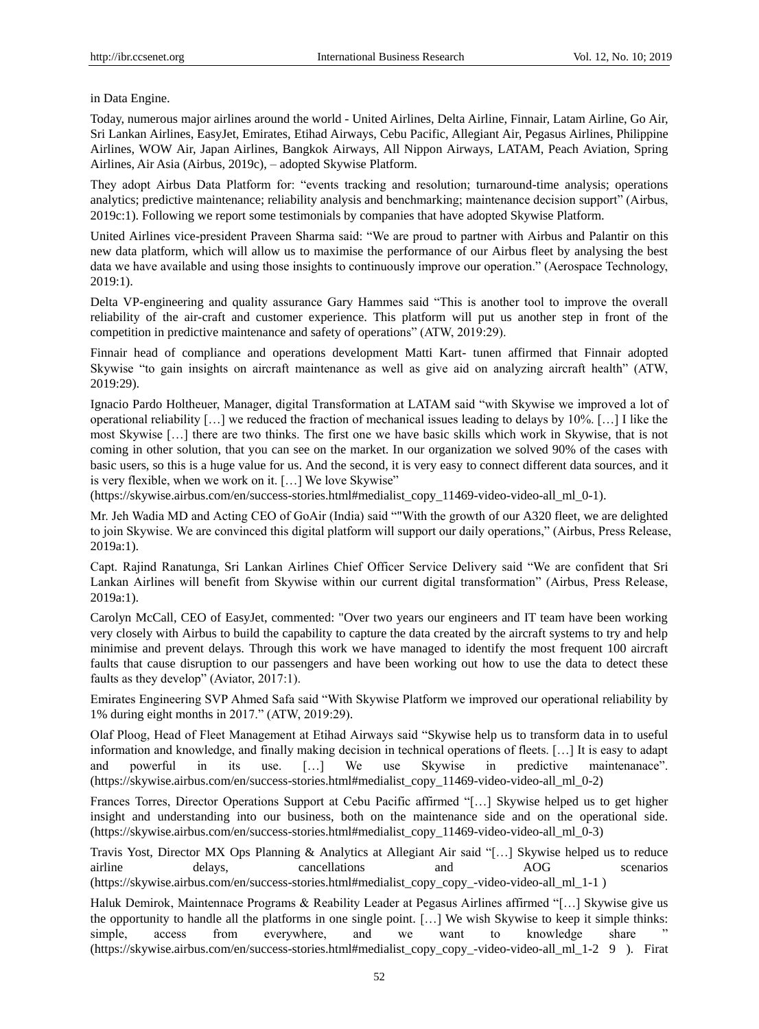in Data Engine.

Today, numerous major airlines around the world - United Airlines, Delta Airline, Finnair, Latam Airline, Go Air, Sri Lankan Airlines, EasyJet, Emirates, Etihad Airways, Cebu Pacific, Allegiant Air, Pegasus Airlines, Philippine Airlines, WOW Air, Japan Airlines, Bangkok Airways, All Nippon Airways, LATAM, Peach Aviation, Spring Airlines, Air Asia (Airbus, 2019c), – adopted Skywise Platform.

They adopt Airbus Data Platform for: "events tracking and resolution; turnaround-time analysis; operations analytics; predictive maintenance; reliability analysis and benchmarking; maintenance decision support" (Airbus, 2019c:1). Following we report some testimonials by companies that have adopted Skywise Platform.

United Airlines vice-president Praveen Sharma said: "We are proud to partner with Airbus and Palantir on this new data platform, which will allow us to maximise the performance of our Airbus fleet by analysing the best data we have available and using those insights to continuously improve our operation." (Aerospace Technology, 2019:1).

Delta VP-engineering and quality assurance Gary Hammes said "This is another tool to improve the overall reliability of the air-craft and customer experience. This platform will put us another step in front of the competition in predictive maintenance and safety of operations" (ATW, 2019:29).

Finnair head of compliance and operations development Matti Kart- tunen affirmed that Finnair adopted Skywise "to gain insights on aircraft maintenance as well as give aid on analyzing aircraft health" (ATW, 2019:29).

Ignacio Pardo Holtheuer, Manager, digital Transformation at LATAM said "with Skywise we improved a lot of operational reliability […] we reduced the fraction of mechanical issues leading to delays by 10%. […] I like the most Skywise […] there are two thinks. The first one we have basic skills which work in Skywise, that is not coming in other solution, that you can see on the market. In our organization we solved 90% of the cases with basic users, so this is a huge value for us. And the second, it is very easy to connect different data sources, and it is very flexible, when we work on it. […] We love Skywise" (https://skywise.airbus.com/en/success-stories.html#medialist_copy_11469-video-video-all_ml_0-1).

Mr. Jeh Wadia MD and Acting CEO of GoAir (India) said ""With the growth of our A320 fleet, we are delighted to join Skywise. We are convinced this digital platform will support our daily operations," (Airbus, Press Release, 2019a:1).

Capt. Rajind Ranatunga, Sri Lankan Airlines Chief Officer Service Delivery said "We are confident that Sri Lankan Airlines will benefit from Skywise within our current digital transformation" (Airbus, Press Release, 2019a:1).

Carolyn McCall, CEO of EasyJet, commented: "Over two years our engineers and IT team have been working very closely with Airbus to build the capability to capture the data created by the aircraft systems to try and help minimise and prevent delays. Through this work we have managed to identify the most frequent 100 aircraft faults that cause disruption to our passengers and have been working out how to use the data to detect these faults as they develop" (Aviator, 2017:1).

Emirates Engineering SVP Ahmed Safa said "With Skywise Platform we improved our operational reliability by 1% during eight months in 2017." (ATW, 2019:29).

Olaf Ploog, Head of Fleet Management at Etihad Airways said "Skywise help us to transform data in to useful information and knowledge, and finally making decision in technical operations of fleets. […] It is easy to adapt and powerful in its use. […] We use Skywise in predictive maintenanace". (https://skywise.airbus.com/en/success-stories.html#medialist_copy_11469-video-video-all_ml_0-2)

Frances Torres, Director Operations Support at Cebu Pacific affirmed "[…] Skywise helped us to get higher insight and understanding into our business, both on the maintenance side and on the operational side. (https://skywise.airbus.com/en/success-stories.html#medialist_copy_11469-video-video-all_ml_0-3)

Travis Yost, Director MX Ops Planning & Analytics at Allegiant Air said "[…] Skywise helped us to reduce airline delays, cancellations and AOG scenarios (https://skywise.airbus.com/en/success-stories.html#medialist_copy_copy_-video-video-all_ml_1-1 )

Haluk Demirok, Maintennace Programs & Reability Leader at Pegasus Airlines affirmed "[…] Skywise give us the opportunity to handle all the platforms in one single point. […] We wish Skywise to keep it simple thinks: simple, access from everywhere, and we want to knowledge share " (https://skywise.airbus.com/en/success-stories.html#medialist_copy_copy_-video-video-all_ml_1-2 9 ). Firat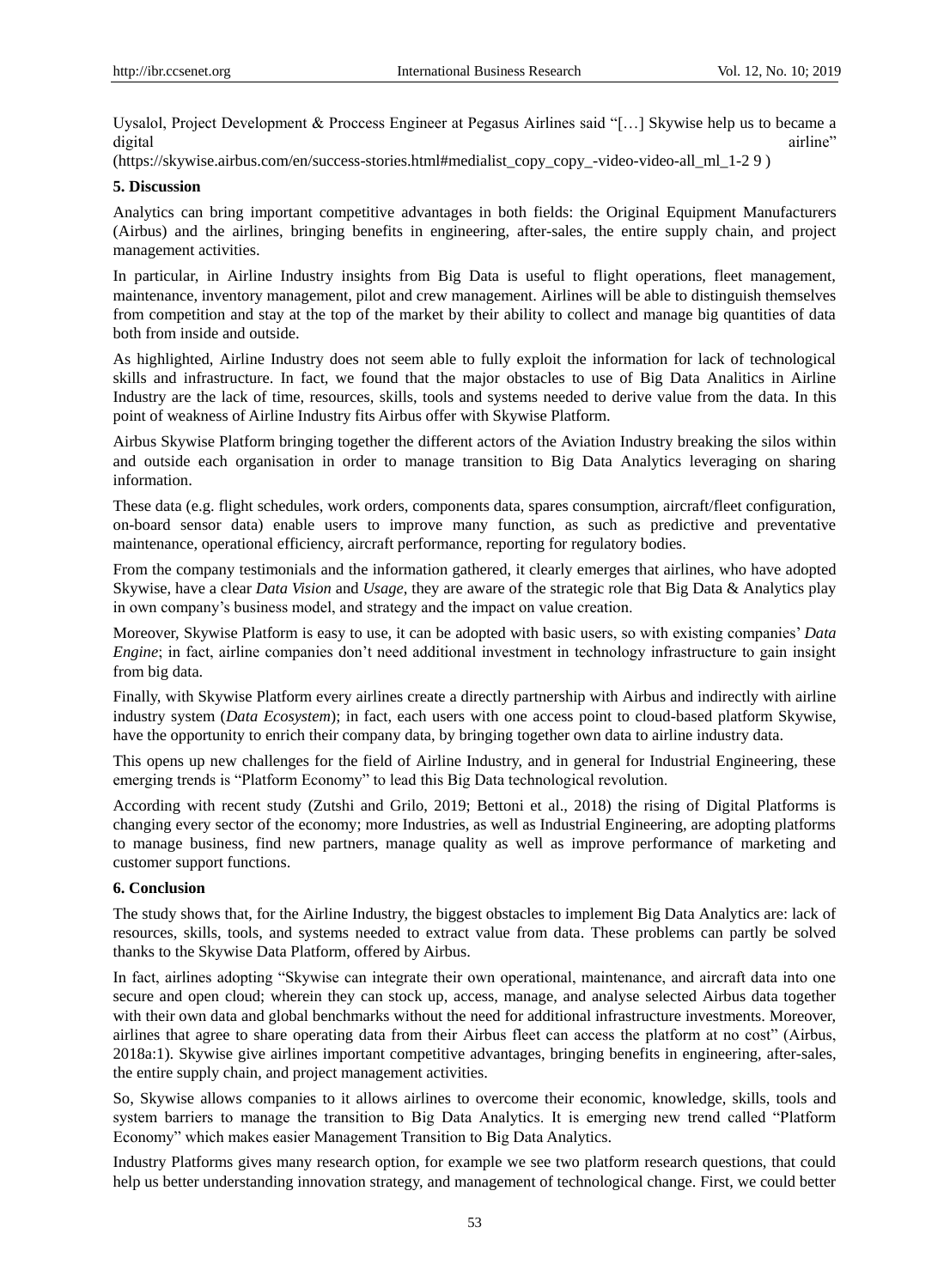Uysalol, Project Development & Proccess Engineer at Pegasus Airlines said "[…] Skywise help us to became a digital airline" (https://skywise.airbus.com/en/success-stories.html#medialist_copy_copy_-video-video-all_ml_1-2 9 )

## 5. Discussion

Analytics can bring important competitive advantages in both fields: the Original Equipment Manufacturers (Airbus) and the airlines, bringing benefits in engineering, after-sales, the entire supply chain, and project management activities.

In particular, in Airline Industry insights from Big Data is useful to flight operations, fleet management, maintenance, inventory management, pilot and crew management. Airlines will be able to distinguish themselves from competition and stay at the top of the market by their ability to collect and manage big quantities of data both from inside and outside.

As highlighted, Airline Industry does not seem able to fully exploit the information for lack of technological skills and infrastructure. In fact, we found that the major obstacles to use of Big Data Analitics in Airline Industry are the lack of time, resources, skills, tools and systems needed to derive value from the data. In this point of weakness of Airline Industry fits Airbus offer with Skywise Platform.

Airbus Skywise Platform bringing together the different actors of the Aviation Industry breaking the silos within and outside each organisation in order to manage transition to Big Data Analytics leveraging on sharing information.

These data (e.g. flight schedules, work orders, components data, spares consumption, aircraft/fleet configuration, on-board sensor data) enable users to improve many function, as such as predictive and preventative maintenance, operational efficiency, aircraft performance, reporting for regulatory bodies.

From the company testimonials and the information gathered, it clearly emerges that airlines, who have adopted Skywise, have a clear *Data Vision* and *Usage*, they are aware of the strategic role that Big Data & Analytics play in own company's business model, and strategy and the impact on value creation.

Moreover, Skywise Platform is easy to use, it can be adopted with basic users, so with existing companies' *Data Engine*; in fact, airline companies don't need additional investment in technology infrastructure to gain insight from big data.

Finally, with Skywise Platform every airlines create a directly partnership with Airbus and indirectly with airline industry system (*Data Ecosystem*); in fact, each users with one access point to cloud-based platform Skywise, have the opportunity to enrich their company data, by bringing together own data to airline industry data.

This opens up new challenges for the field of Airline Industry, and in general for Industrial Engineering, these emerging trends is "Platform Economy" to lead this Big Data technological revolution.

According with recent study (Zutshi and Grilo, 2019; Bettoni et al., 2018) the rising of Digital Platforms is changing every sector of the economy; more Industries, as well as Industrial Engineering, are adopting platforms to manage business, find new partners, manage quality as well as improve performance of marketing and customer support functions.

## 6. Conclusion

The study shows that, for the Airline Industry, the biggest obstacles to implement Big Data Analytics are: lack of resources, skills, tools, and systems needed to extract value from data. These problems can partly be solved thanks to the Skywise Data Platform, offered by Airbus.

In fact, airlines adopting "Skywise can integrate their own operational, maintenance, and aircraft data into one secure and open cloud; wherein they can stock up, access, manage, and analyse selected Airbus data together with their own data and global benchmarks without the need for additional infrastructure investments. Moreover, airlines that agree to share operating data from their Airbus fleet can access the platform at no cost" (Airbus, 2018a:1). Skywise give airlines important competitive advantages, bringing benefits in engineering, after-sales, the entire supply chain, and project management activities.

So, Skywise allows companies to it allows airlines to overcome their economic, knowledge, skills, tools and system barriers to manage the transition to Big Data Analytics. It is emerging new trend called "Platform Economy" which makes easier Management Transition to Big Data Analytics.

Industry Platforms gives many research option, for example we see two platform research questions, that could help us better understanding innovation strategy, and management of technological change. First, we could better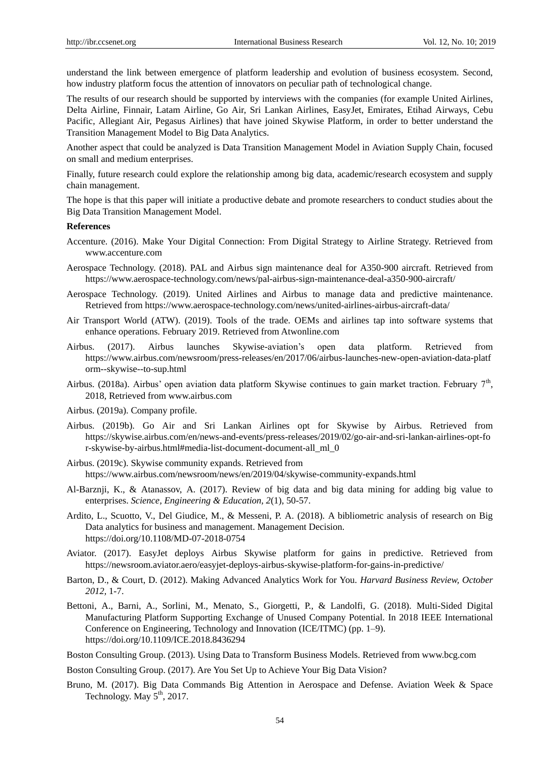understand the link between emergence of platform leadership and evolution of business ecosystem. Second, how industry platform focus the attention of innovators on peculiar path of technological change.

The results of our research should be supported by interviews with the companies (for example United Airlines, Delta Airline, Finnair, Latam Airline, Go Air, Sri Lankan Airlines, EasyJet, Emirates, Etihad Airways, Cebu Pacific, Allegiant Air, Pegasus Airlines) that have joined Skywise Platform, in order to better understand the Transition Management Model to Big Data Analytics.

Another aspect that could be analyzed is Data Transition Management Model in Aviation Supply Chain, focused on small and medium enterprises.

Finally, future research could explore the relationship among big data, academic/research ecosystem and supply chain management.

The hope is that this paper will initiate a productive debate and promote researchers to conduct studies about the Big Data Transition Management Model.

**References**

Accenture. (2016). Make Your Digital Connection: From Digital Strategy to Airline Strategy. Retrieved from www.accenture.com

Aerospace Technology. (2018). PAL and Airbus sign maintenance deal for A350-900 aircraft. Retrieved from https://www.aerospace-technology.com/news/pal-airbus-sign-maintenance-deal-a350-900-aircraft/

Aerospace Technology. (2019). United Airlines and Airbus to manage data and predictive maintenance. Retrieved from https://www.aerospace-technology.com/news/united-airlines-airbus-aircraft-data/

Air Transport World (ATW). (2019). Tools of the trade. OEMs and airlines tap into software systems that enhance operations. February 2019. Retrieved from Atwonline.com

Airbus. (2017). Airbus launches Skywise-aviation's open data platform. Retrieved from https://www.airbus.com/newsroom/press-releases/en/2017/06/airbus-launches-new-open-aviation-data-platform--skywise--to-sup.html

Airbus. (2018a). Airbus' open aviation data platform Skywise continues to gain market traction. February 7th, 2018, Retrieved from www.airbus.com

Airbus. (2019a). Company profile.

Airbus. (2019b). Go Air and Sri Lankan Airlines opt for Skywise by Airbus. Retrieved from https://skywise.airbus.com/en/news-and-events/press-releases/2019/02/go-air-and-sri-lankan-airlines-opt-for-skywise-by-airbus.html#media-list-document-document-all_ml_0

Airbus. (2019c). Skywise community expands. Retrieved from https://www.airbus.com/newsroom/news/en/2019/04/skywise-community-expands.html

Al-Barznji, K., & Atanassov, A. (2017). Review of big data and big data mining for adding big value to enterprises. *Science, Engineering & Education, 2*(1), 50-57.

Ardito, L., Scuotto, V., Del Giudice, M., & Messeni, P. A. (2018). A bibliometric analysis of research on Big Data analytics for business and management. Management Decision. https://doi.org/10.1108/MD-07-2018-0754

Aviator. (2017). EasyJet deploys Airbus Skywise platform for gains in predictive. Retrieved from https://newsroom.aviator.aero/easyjet-deploys-airbus-skywise-platform-for-gains-in-predictive/

Barton, D., & Court, D. (2012). Making Advanced Analytics Work for You. *Harvard Business Review, October 2012,* 1-7.

Bettoni, A., Barni, A., Sorlini, M., Menato, S., Giorgetti, P., & Landolfi, G. (2018). Multi-Sided Digital Manufacturing Platform Supporting Exchange of Unused Company Potential. In 2018 IEEE International Conference on Engineering, Technology and Innovation (ICE/ITMC) (pp. 1–9). https://doi.org/10.1109/ICE.2018.8436294

Boston Consulting Group. (2013). Using Data to Transform Business Models. Retrieved from www.bcg.com

Boston Consulting Group. (2017). Are You Set Up to Achieve Your Big Data Vision?

Bruno, M. (2017). Big Data Commands Big Attention in Aerospace and Defense. Aviation Week & Space Technology. May 5th, 2017.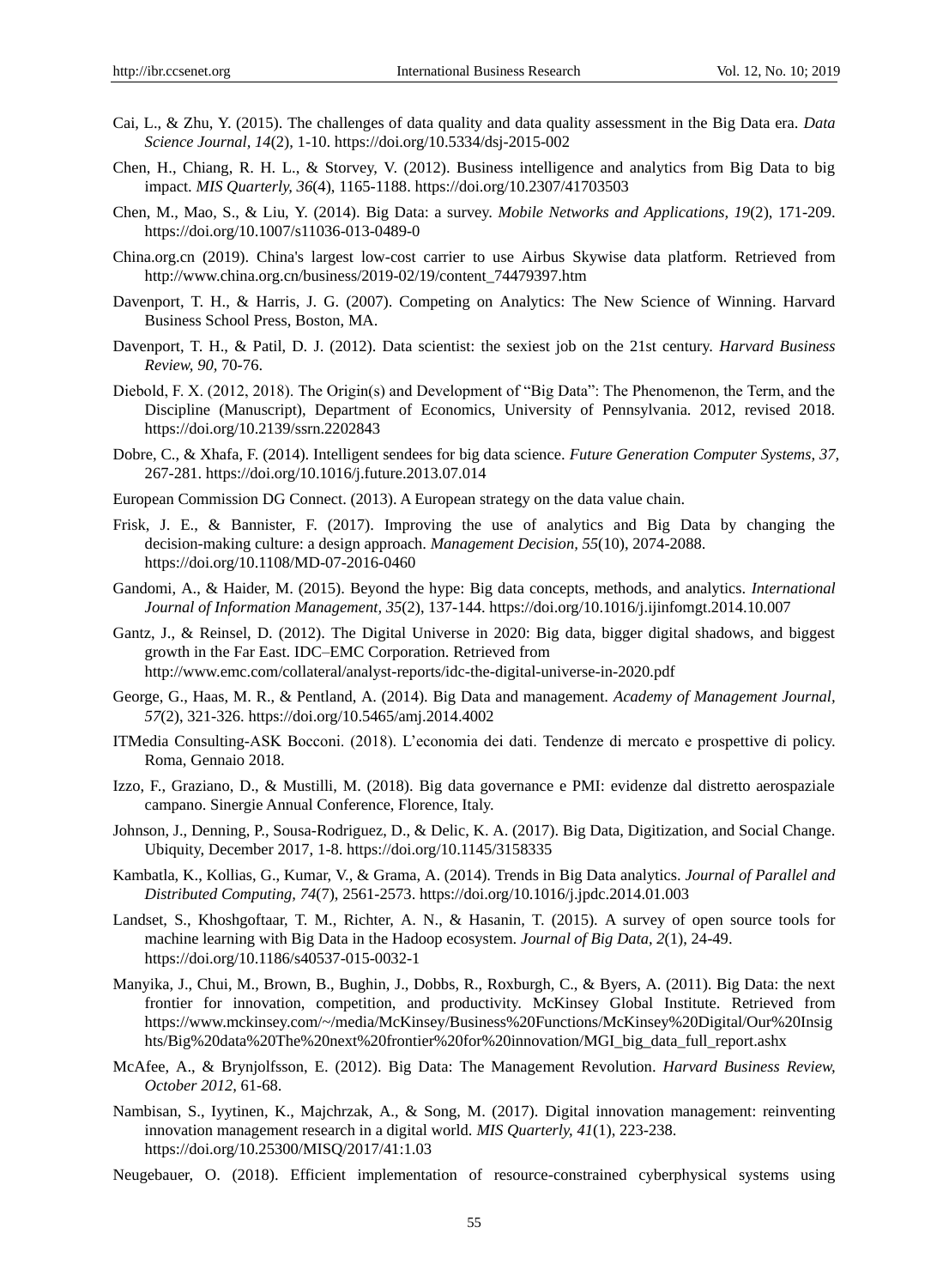Cai, L., & Zhu, Y. (2015). The challenges of data quality and data quality assessment in the Big Data era. *Data Science Journal, 14*(2), 1-10. https://doi.org/10.5334/dsj-2015-002

Chen, H., Chiang, R. H. L., & Storvey, V. (2012). Business intelligence and analytics from Big Data to big impact. *MIS Quarterly, 36*(4), 1165-1188. https://doi.org/10.2307/41703503

Chen, M., Mao, S., & Liu, Y. (2014). Big Data: a survey. *Mobile Networks and Applications, 19*(2), 171-209. https://doi.org/10.1007/s11036-013-0489-0

China.org.cn (2019). China's largest low-cost carrier to use Airbus Skywise data platform. Retrieved from http://www.china.org.cn/business/2019-02/19/content_74479397.htm

Davenport, T. H., & Harris, J. G. (2007). Competing on Analytics: The New Science of Winning. Harvard Business School Press, Boston, MA.

Davenport, T. H., & Patil, D. J. (2012). Data scientist: the sexiest job on the 21st century. *Harvard Business Review, 90*, 70-76.

Diebold, F. X. (2012, 2018). The Origin(s) and Development of "Big Data": The Phenomenon, the Term, and the Discipline (Manuscript), Department of Economics, University of Pennsylvania. 2012, revised 2018. https://doi.org/10.2139/ssrn.2202843

Dobre, C., & Xhafa, F. (2014). Intelligent sendees for big data science. *Future Generation Computer Systems, 37*, 267-281. https://doi.org/10.1016/j.future.2013.07.014

European Commission DG Connect. (2013). A European strategy on the data value chain.

Frisk, J. E., & Bannister, F. (2017). Improving the use of analytics and Big Data by changing the decision-making culture: a design approach. *Management Decision, 55*(10), 2074-2088. https://doi.org/10.1108/MD-07-2016-0460

Gandomi, A., & Haider, M. (2015). Beyond the hype: Big data concepts, methods, and analytics. *International Journal of Information Management, 35*(2), 137-144. https://doi.org/10.1016/j.ijinfomgt.2014.10.007

Gantz, J., & Reinsel, D. (2012). The Digital Universe in 2020: Big data, bigger digital shadows, and biggest growth in the Far East. IDC–EMC Corporation. Retrieved from http://www.emc.com/collateral/analyst-reports/idc-the-digital-universe-in-2020.pdf

George, G., Haas, M. R., & Pentland, A. (2014). Big Data and management. *Academy of Management Journal, 57*(2), 321-326. https://doi.org/10.5465/amj.2014.4002

ITMedia Consulting-ASK Bocconi. (2018). L'economia dei dati. Tendenze di mercato e prospettive di policy. Roma, Gennaio 2018.

Izzo, F., Graziano, D., & Mustilli, M. (2018). Big data governance e PMI: evidenze dal distretto aerospaziale campano. Sinergie Annual Conference, Florence, Italy.

Johnson, J., Denning, P., Sousa-Rodriguez, D., & Delic, K. A. (2017). Big Data, Digitization, and Social Change. Ubiquity, December 2017, 1-8. https://doi.org/10.1145/3158335

Kambatla, K., Kollias, G., Kumar, V., & Grama, A. (2014). Trends in Big Data analytics. *Journal of Parallel and Distributed Computing, 74*(7), 2561-2573. https://doi.org/10.1016/j.jpdc.2014.01.003

Landset, S., Khoshgoftaar, T. M., Richter, A. N., & Hasanin, T. (2015). A survey of open source tools for machine learning with Big Data in the Hadoop ecosystem. *Journal of Big Data, 2*(1), 24-49. https://doi.org/10.1186/s40537-015-0032-1

Manyika, J., Chui, M., Brown, B., Bughin, J., Dobbs, R., Roxburgh, C., & Byers, A. (2011). Big Data: the next frontier for innovation, competition, and productivity. McKinsey Global Institute. Retrieved from https://www.mckinsey.com/~/media/McKinsey/Business%20Functions/McKinsey%20Digital/Our%20Insights/Big%20data%20The%20next%20frontier%20for%20innovation/MGI_big_data_full_report.ashx

McAfee, A., & Brynjolfsson, E. (2012). Big Data: The Management Revolution. *Harvard Business Review, October 2012*, 61-68.

Nambisan, S., Iyytinen, K., Majchrzak, A., & Song, M. (2017). Digital innovation management: reinventing innovation management research in a digital world. *MIS Quarterly, 41*(1), 223-238. https://doi.org/10.25300/MISQ/2017/41:1.03

Neugebauer, O. (2018). Efficient implementation of resource-constrained cyberphysical systems using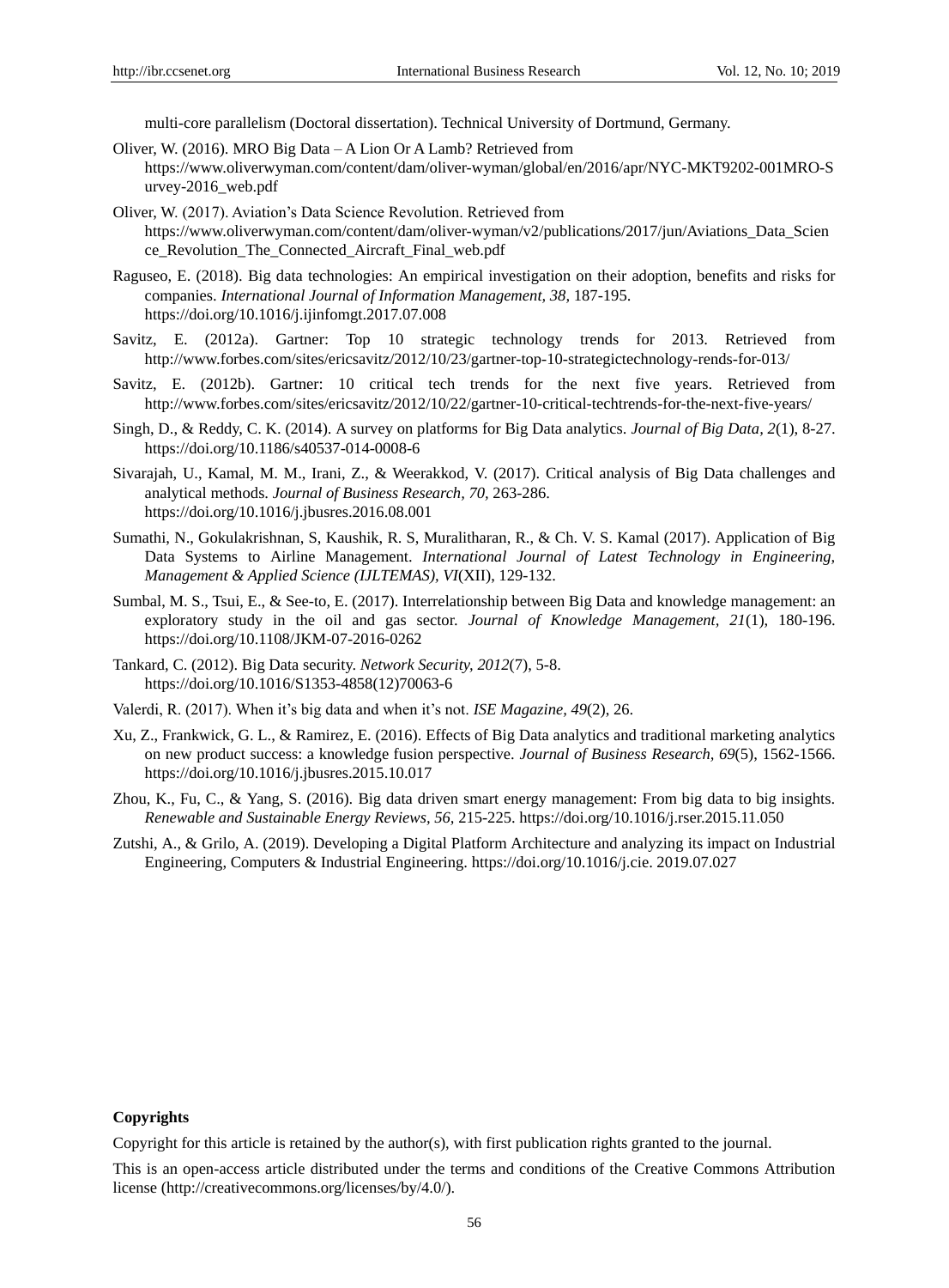multi-core parallelism (Doctoral dissertation). Technical University of Dortmund, Germany.

Oliver, W. (2016). MRO Big Data – A Lion Or A Lamb? Retrieved from https://www.oliverwyman.com/content/dam/oliver-wyman/global/en/2016/apr/NYC-MKT9202-001MRO-Survey-2016_web.pdf

Oliver, W. (2017). Aviation's Data Science Revolution. Retrieved from https://www.oliverwyman.com/content/dam/oliver-wyman/v2/publications/2017/jun/Aviations_Data_Science_Revolution_The_Connected_Aircraft_Final_web.pdf

Raguseo, E. (2018). Big data technologies: An empirical investigation on their adoption, benefits and risks for companies. *International Journal of Information Management, 38,* 187-195. https://doi.org/10.1016/j.ijinfomgt.2017.07.008

Savitz, E. (2012a). Gartner: Top 10 strategic technology trends for 2013. Retrieved from http://www.forbes.com/sites/ericsavitz/2012/10/23/gartner-top-10-strategictechnology-rends-for-013/

Savitz, E. (2012b). Gartner: 10 critical tech trends for the next five years. Retrieved from http://www.forbes.com/sites/ericsavitz/2012/10/22/gartner-10-critical-techtrends-for-the-next-five-years/

Singh, D., & Reddy, C. K. (2014). A survey on platforms for Big Data analytics. *Journal of Big Data, 2*(1), 8-27. https://doi.org/10.1186/s40537-014-0008-6

Sivarajah, U., Kamal, M. M., Irani, Z., & Weerakkod, V. (2017). Critical analysis of Big Data challenges and analytical methods. *Journal of Business Research, 70,* 263-286. https://doi.org/10.1016/j.jbusres.2016.08.001

Sumathi, N., Gokulakrishnan, S, Kaushik, R. S, Muralitharan, R., & Ch. V. S. Kamal (2017). Application of Big Data Systems to Airline Management. *International Journal of Latest Technology in Engineering, Management & Applied Science (IJLTEMAS), VI*(XII), 129-132.

Sumbal, M. S., Tsui, E., & See-to, E. (2017). Interrelationship between Big Data and knowledge management: an exploratory study in the oil and gas sector. *Journal of Knowledge Management, 21*(1), 180-196. https://doi.org/10.1108/JKM-07-2016-0262

Tankard, C. (2012). Big Data security. *Network Security, 2012*(7), 5-8. https://doi.org/10.1016/S1353-4858(12)70063-6

Valerdi, R. (2017). When it's big data and when it's not. *ISE Magazine, 49*(2), 26.

Xu, Z., Frankwick, G. L., & Ramirez, E. (2016). Effects of Big Data analytics and traditional marketing analytics on new product success: a knowledge fusion perspective. *Journal of Business Research, 69*(5), 1562-1566. https://doi.org/10.1016/j.jbusres.2015.10.017

Zhou, K., Fu, C., & Yang, S. (2016). Big data driven smart energy management: From big data to big insights. *Renewable and Sustainable Energy Reviews, 56,* 215-225. https://doi.org/10.1016/j.rser.2015.11.050

Zutshi, A., & Grilo, A. (2019). Developing a Digital Platform Architecture and analyzing its impact on Industrial Engineering, Computers & Industrial Engineering. https://doi.org/10.1016/j.cie. 2019.07.027

**Copyrights**

Copyright for this article is retained by the author(s), with first publication rights granted to the journal.

This is an open-access article distributed under the terms and conditions of the Creative Commons Attribution license (http://creativecommons.org/licenses/by/4.0/).